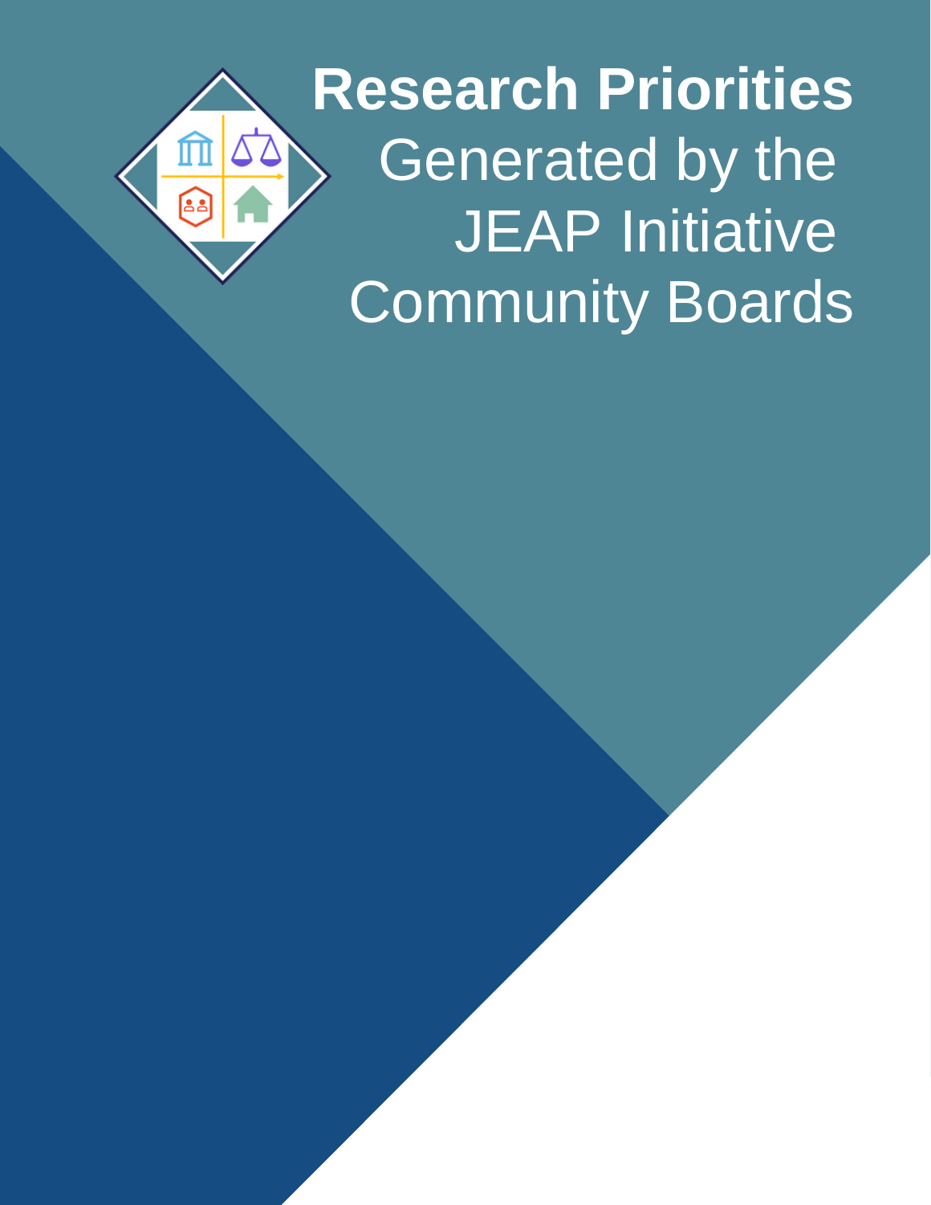# **Research Priorities** Generated by the JEAP Initiative Community Boards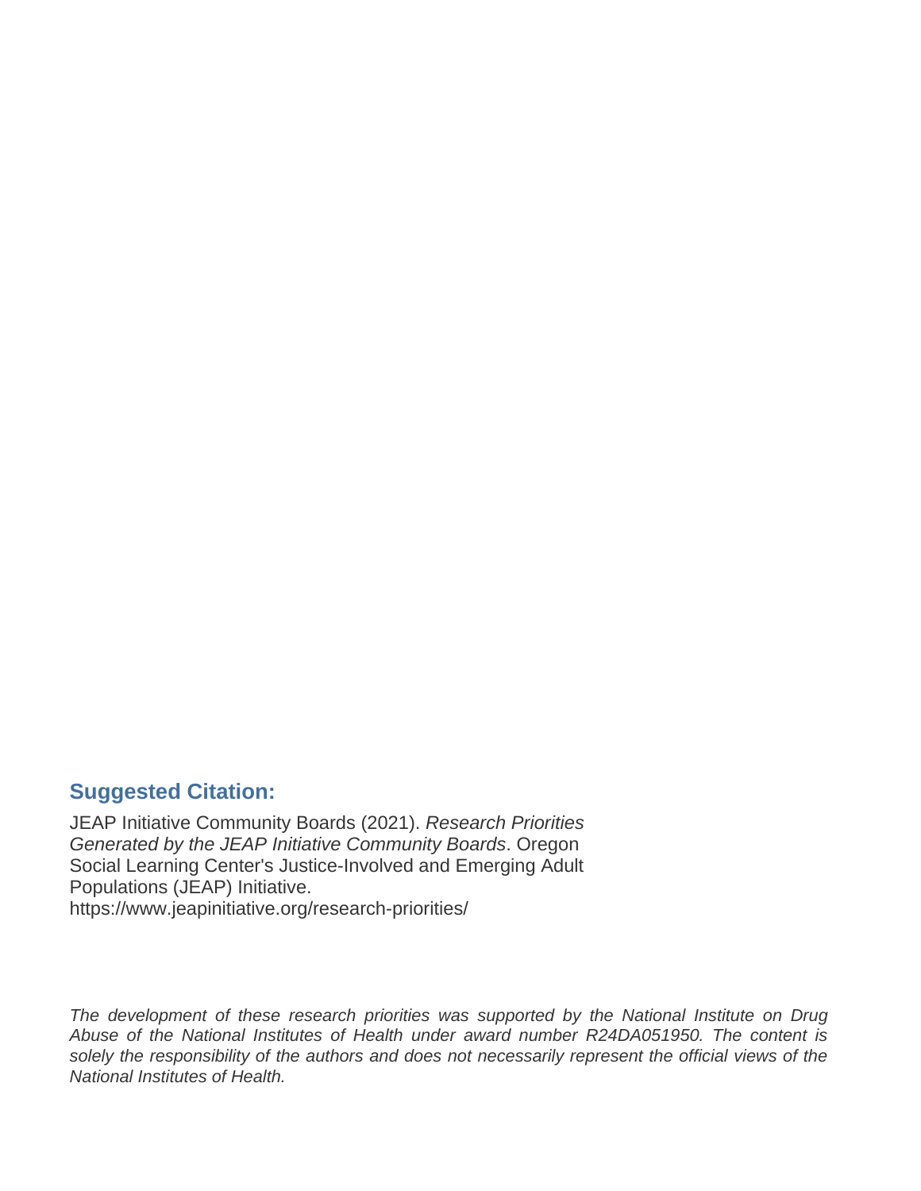## Suggested Citation:

JEAP Initiative Community Boards (2021). *Research Priorities Generated by the JEAP Initiative Community Boards*. Oregon Social Learning Center's Justice-Involved and Emerging Adult Populations (JEAP) Initiative. https://www.jeapinitiative.org/research-priorities/

*The development of these research priorities was supported by the National Institute on Drug Abuse of the National Institutes of Health under award number R24DA051950. The content is solely the responsibility of the authors and does not necessarily represent the official views of the National Institutes of Health.*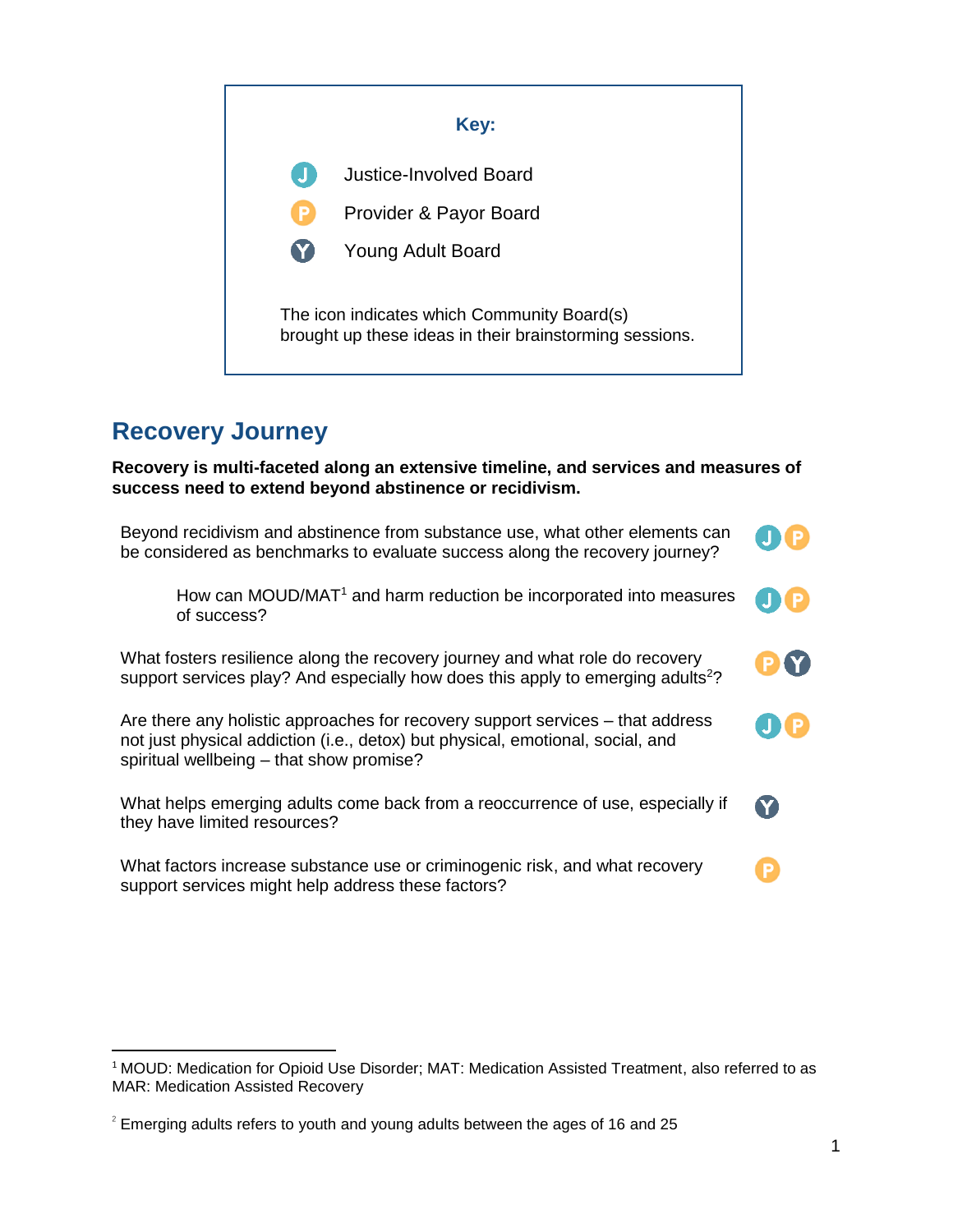**Key:**

- J — Justice-Involved Board
- P — Provider & Payor Board
- Y — Young Adult Board

The icon indicates which Community Board(s) brought up these ideas in their brainstorming sessions.

## Recovery Journey

**Recovery is multi-faceted along an extensive timeline, and services and measures of success need to extend beyond abstinence or recidivism.**

Beyond recidivism and abstinence from substance use, what other elements can be considered as benchmarks to evaluate success along the recovery journey? J P

> How can MOUD/MAT[1] and harm reduction be incorporated into measures of success? J P

What fosters resilience along the recovery journey and what role do recovery support services play? And especially how does this apply to emerging adults[2]? P Y

Are there any holistic approaches for recovery support services – that address not just physical addiction (i.e., detox) but physical, emotional, social, and spiritual wellbeing – that show promise? J P

What helps emerging adults come back from a reoccurrence of use, especially if they have limited resources? Y

What factors increase substance use or criminogenic risk, and what recovery support services might help address these factors? P

---

[1] MOUD: Medication for Opioid Use Disorder; MAT: Medication Assisted Treatment, also referred to as MAR: Medication Assisted Recovery

[2] Emerging adults refers to youth and young adults between the ages of 16 and 25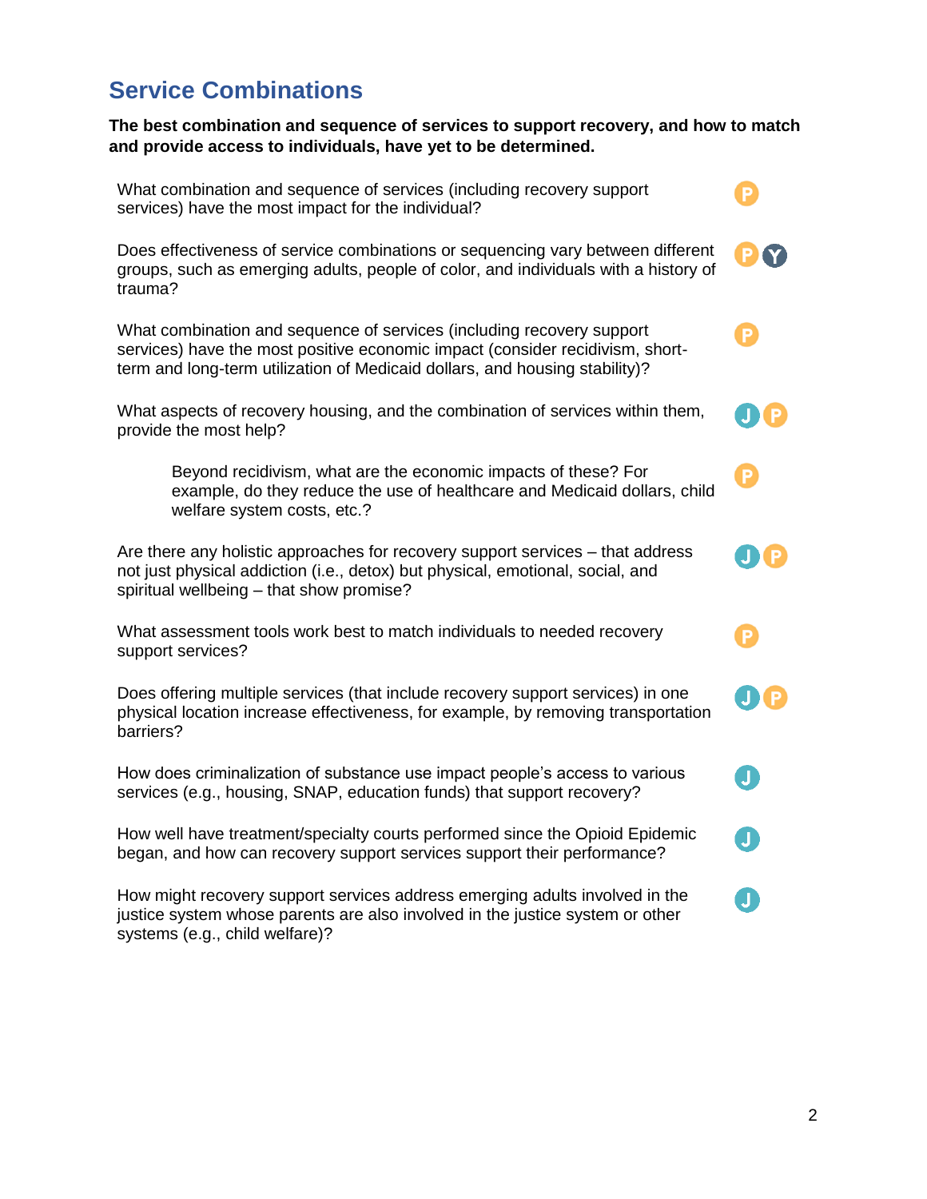## Service Combinations

**The best combination and sequence of services to support recovery, and how to match and provide access to individuals, have yet to be determined.**

What combination and sequence of services (including recovery support services) have the most impact for the individual? P

Does effectiveness of service combinations or sequencing vary between different groups, such as emerging adults, people of color, and individuals with a history of trauma? P Y

What combination and sequence of services (including recovery support services) have the most positive economic impact (consider recidivism, short-term and long-term utilization of Medicaid dollars, and housing stability)? P

What aspects of recovery housing, and the combination of services within them, provide the most help? J P

> Beyond recidivism, what are the economic impacts of these? For example, do they reduce the use of healthcare and Medicaid dollars, child welfare system costs, etc.? P

Are there any holistic approaches for recovery support services – that address not just physical addiction (i.e., detox) but physical, emotional, social, and spiritual wellbeing – that show promise? J P

What assessment tools work best to match individuals to needed recovery support services? P

Does offering multiple services (that include recovery support services) in one physical location increase effectiveness, for example, by removing transportation barriers? J P

How does criminalization of substance use impact people's access to various services (e.g., housing, SNAP, education funds) that support recovery? J

How well have treatment/specialty courts performed since the Opioid Epidemic began, and how can recovery support services support their performance? J

How might recovery support services address emerging adults involved in the justice system whose parents are also involved in the justice system or other systems (e.g., child welfare)? J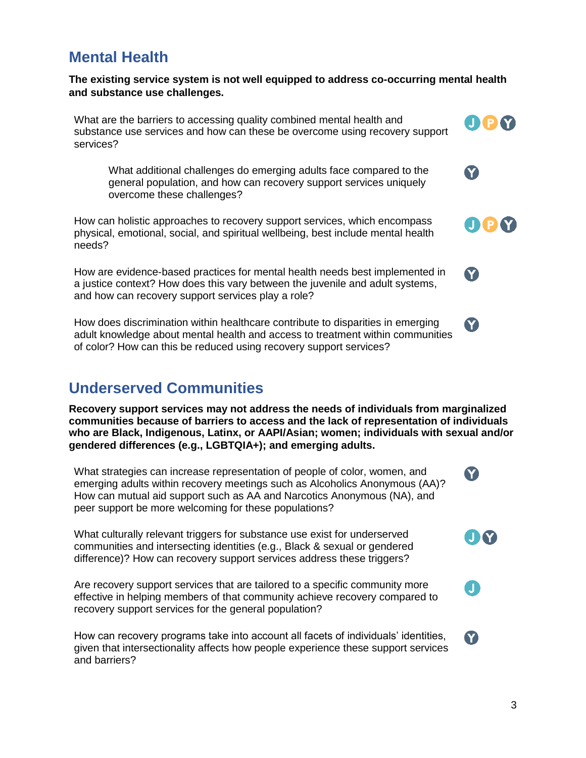## Mental Health

**The existing service system is not well equipped to address co-occurring mental health and substance use challenges.**

What are the barriers to accessing quality combined mental health and substance use services and how can these be overcome using recovery support services? J P Y

- What additional challenges do emerging adults face compared to the general population, and how can recovery support services uniquely overcome these challenges? Y

How can holistic approaches to recovery support services, which encompass physical, emotional, social, and spiritual wellbeing, best include mental health needs? J P Y

How are evidence-based practices for mental health needs best implemented in a justice context? How does this vary between the juvenile and adult systems, and how can recovery support services play a role? Y

How does discrimination within healthcare contribute to disparities in emerging adult knowledge about mental health and access to treatment within communities of color? How can this be reduced using recovery support services? Y

## Underserved Communities

**Recovery support services may not address the needs of individuals from marginalized communities because of barriers to access and the lack of representation of individuals who are Black, Indigenous, Latinx, or AAPI/Asian; women; individuals with sexual and/or gendered differences (e.g., LGBTQIA+); and emerging adults.**

What strategies can increase representation of people of color, women, and emerging adults within recovery meetings such as Alcoholics Anonymous (AA)? How can mutual aid support such as AA and Narcotics Anonymous (NA), and peer support be more welcoming for these populations? Y

What culturally relevant triggers for substance use exist for underserved communities and intersecting identities (e.g., Black & sexual or gendered difference)? How can recovery support services address these triggers? J Y

Are recovery support services that are tailored to a specific community more effective in helping members of that community achieve recovery compared to recovery support services for the general population? J

How can recovery programs take into account all facets of individuals' identities, given that intersectionality affects how people experience these support services and barriers? Y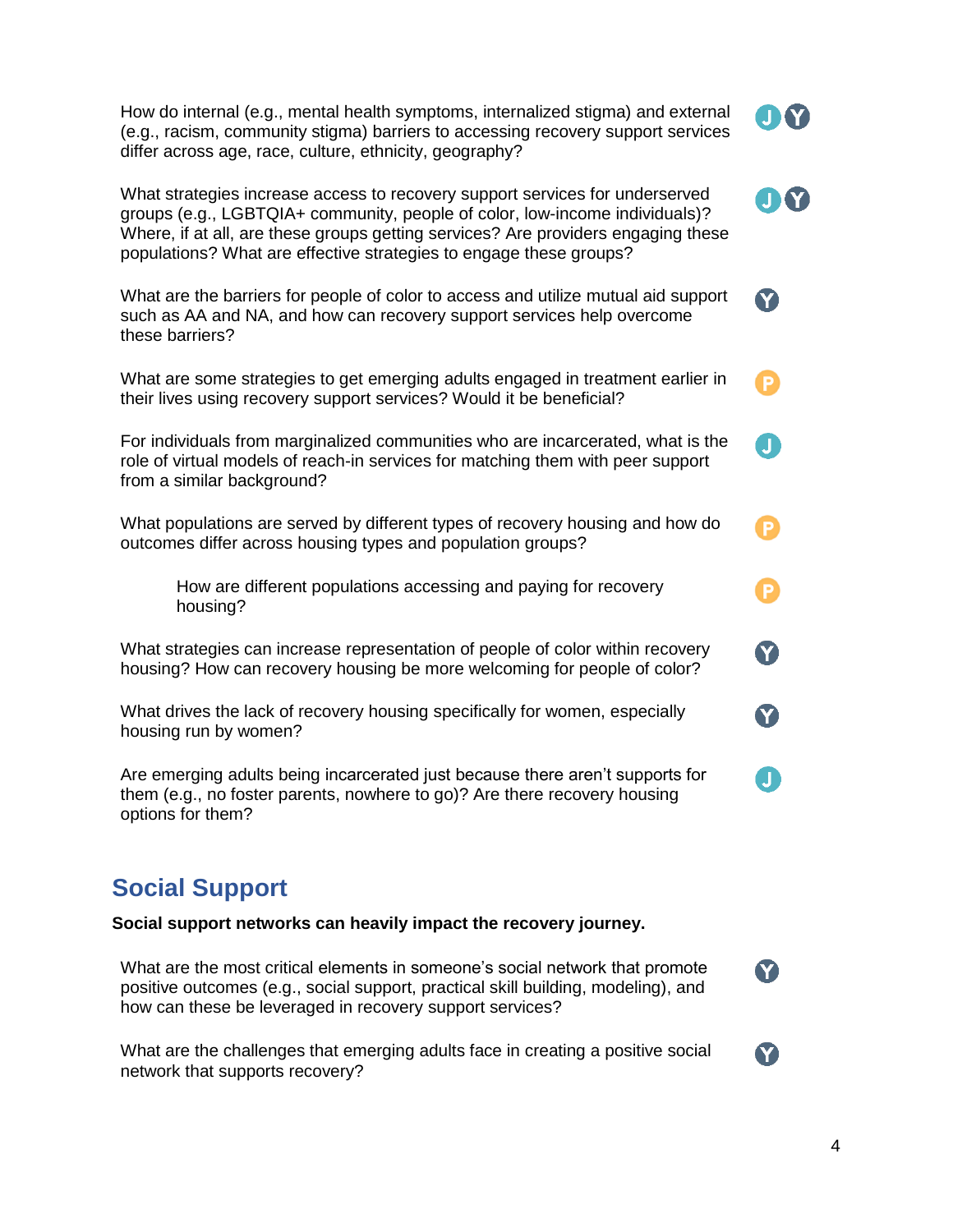How do internal (e.g., mental health symptoms, internalized stigma) and external (e.g., racism, community stigma) barriers to accessing recovery support services differ across age, race, culture, ethnicity, geography? J Y

What strategies increase access to recovery support services for underserved groups (e.g., LGBTQIA+ community, people of color, low-income individuals)? Where, if at all, are these groups getting services? Are providers engaging these populations? What are effective strategies to engage these groups? J Y

What are the barriers for people of color to access and utilize mutual aid support such as AA and NA, and how can recovery support services help overcome these barriers? Y

What are some strategies to get emerging adults engaged in treatment earlier in their lives using recovery support services? Would it be beneficial? P

For individuals from marginalized communities who are incarcerated, what is the role of virtual models of reach-in services for matching them with peer support from a similar background? J

What populations are served by different types of recovery housing and how do outcomes differ across housing types and population groups? P

> How are different populations accessing and paying for recovery housing? P

What strategies can increase representation of people of color within recovery housing? How can recovery housing be more welcoming for people of color? Y

What drives the lack of recovery housing specifically for women, especially housing run by women? Y

Are emerging adults being incarcerated just because there aren't supports for them (e.g., no foster parents, nowhere to go)? Are there recovery housing options for them? J

## Social Support

**Social support networks can heavily impact the recovery journey.**

What are the most critical elements in someone's social network that promote positive outcomes (e.g., social support, practical skill building, modeling), and how can these be leveraged in recovery support services? Y

What are the challenges that emerging adults face in creating a positive social network that supports recovery? Y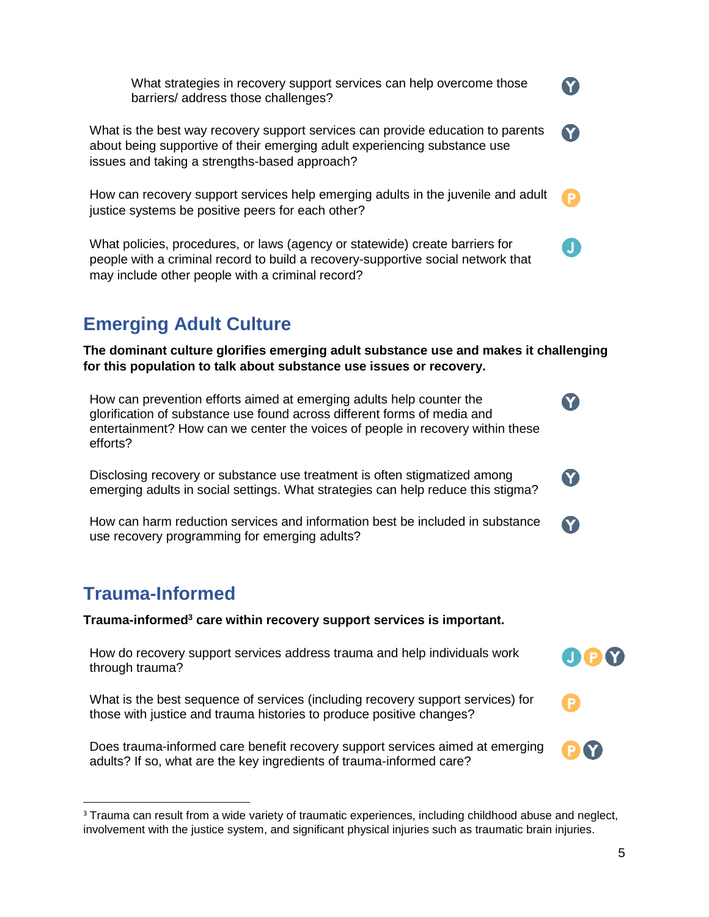What strategies in recovery support services can help overcome those barriers/ address those challenges? Y

What is the best way recovery support services can provide education to parents about being supportive of their emerging adult experiencing substance use issues and taking a strengths-based approach? Y

How can recovery support services help emerging adults in the juvenile and adult justice systems be positive peers for each other? P

What policies, procedures, or laws (agency or statewide) create barriers for people with a criminal record to build a recovery-supportive social network that may include other people with a criminal record? J

## Emerging Adult Culture

**The dominant culture glorifies emerging adult substance use and makes it challenging for this population to talk about substance use issues or recovery.**

How can prevention efforts aimed at emerging adults help counter the glorification of substance use found across different forms of media and entertainment? How can we center the voices of people in recovery within these efforts? Y

Disclosing recovery or substance use treatment is often stigmatized among emerging adults in social settings. What strategies can help reduce this stigma? Y

How can harm reduction services and information best be included in substance use recovery programming for emerging adults? Y

## Trauma-Informed

**Trauma-informed[3] care within recovery support services is important.**

How do recovery support services address trauma and help individuals work through trauma? J P Y

What is the best sequence of services (including recovery support services) for those with justice and trauma histories to produce positive changes? P

Does trauma-informed care benefit recovery support services aimed at emerging adults? If so, what are the key ingredients of trauma-informed care? P Y

[3] Trauma can result from a wide variety of traumatic experiences, including childhood abuse and neglect, involvement with the justice system, and significant physical injuries such as traumatic brain injuries.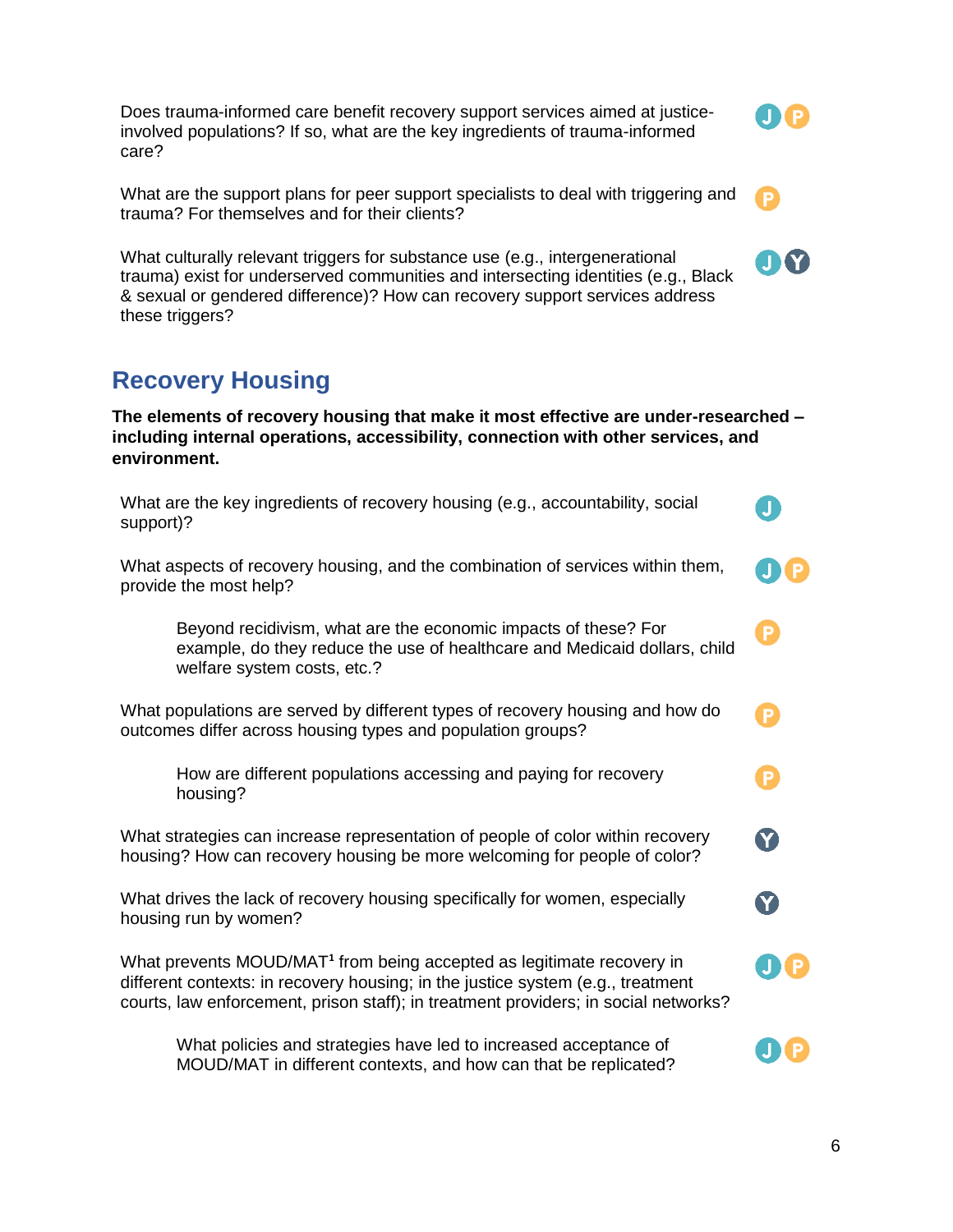Does trauma-informed care benefit recovery support services aimed at justice-involved populations? If so, what are the key ingredients of trauma-informed care? J P

What are the support plans for peer support specialists to deal with triggering and trauma? For themselves and for their clients? P

What culturally relevant triggers for substance use (e.g., intergenerational trauma) exist for underserved communities and intersecting identities (e.g., Black & sexual or gendered difference)? How can recovery support services address these triggers? J Y

## Recovery Housing

**The elements of recovery housing that make it most effective are under-researched – including internal operations, accessibility, connection with other services, and environment.**

What are the key ingredients of recovery housing (e.g., accountability, social support)? J

What aspects of recovery housing, and the combination of services within them, provide the most help? J P

> Beyond recidivism, what are the economic impacts of these? For example, do they reduce the use of healthcare and Medicaid dollars, child welfare system costs, etc.? P

What populations are served by different types of recovery housing and how do outcomes differ across housing types and population groups? P

> How are different populations accessing and paying for recovery housing? P

What strategies can increase representation of people of color within recovery housing? How can recovery housing be more welcoming for people of color? Y

What drives the lack of recovery housing specifically for women, especially housing run by women? Y

What prevents MOUD/MAT[1] from being accepted as legitimate recovery in different contexts: in recovery housing; in the justice system (e.g., treatment courts, law enforcement, prison staff); in treatment providers; in social networks? J P

> What policies and strategies have led to increased acceptance of MOUD/MAT in different contexts, and how can that be replicated? J P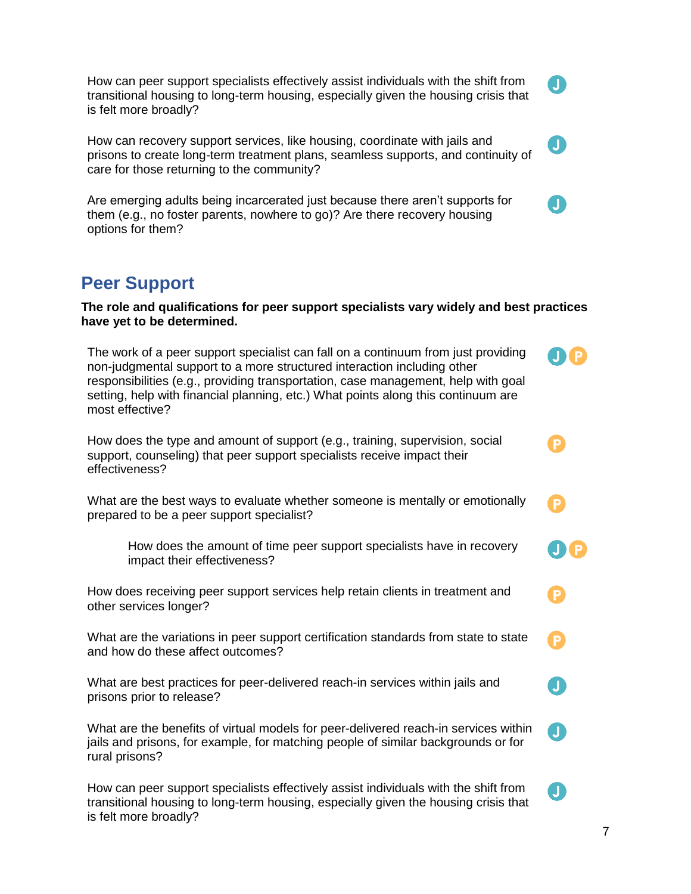How can peer support specialists effectively assist individuals with the shift from transitional housing to long-term housing, especially given the housing crisis that is felt more broadly? J

How can recovery support services, like housing, coordinate with jails and prisons to create long-term treatment plans, seamless supports, and continuity of care for those returning to the community? J

Are emerging adults being incarcerated just because there aren't supports for them (e.g., no foster parents, nowhere to go)? Are there recovery housing options for them? J

## Peer Support

**The role and qualifications for peer support specialists vary widely and best practices have yet to be determined.**

The work of a peer support specialist can fall on a continuum from just providing non-judgmental support to a more structured interaction including other responsibilities (e.g., providing transportation, case management, help with goal setting, help with financial planning, etc.) What points along this continuum are most effective? J P

How does the type and amount of support (e.g., training, supervision, social support, counseling) that peer support specialists receive impact their effectiveness? P

What are the best ways to evaluate whether someone is mentally or emotionally prepared to be a peer support specialist? P

- How does the amount of time peer support specialists have in recovery impact their effectiveness? J P

How does receiving peer support services help retain clients in treatment and other services longer? P

What are the variations in peer support certification standards from state to state and how do these affect outcomes? P

What are best practices for peer-delivered reach-in services within jails and prisons prior to release? J

What are the benefits of virtual models for peer-delivered reach-in services within jails and prisons, for example, for matching people of similar backgrounds or for rural prisons? J

How can peer support specialists effectively assist individuals with the shift from transitional housing to long-term housing, especially given the housing crisis that is felt more broadly? J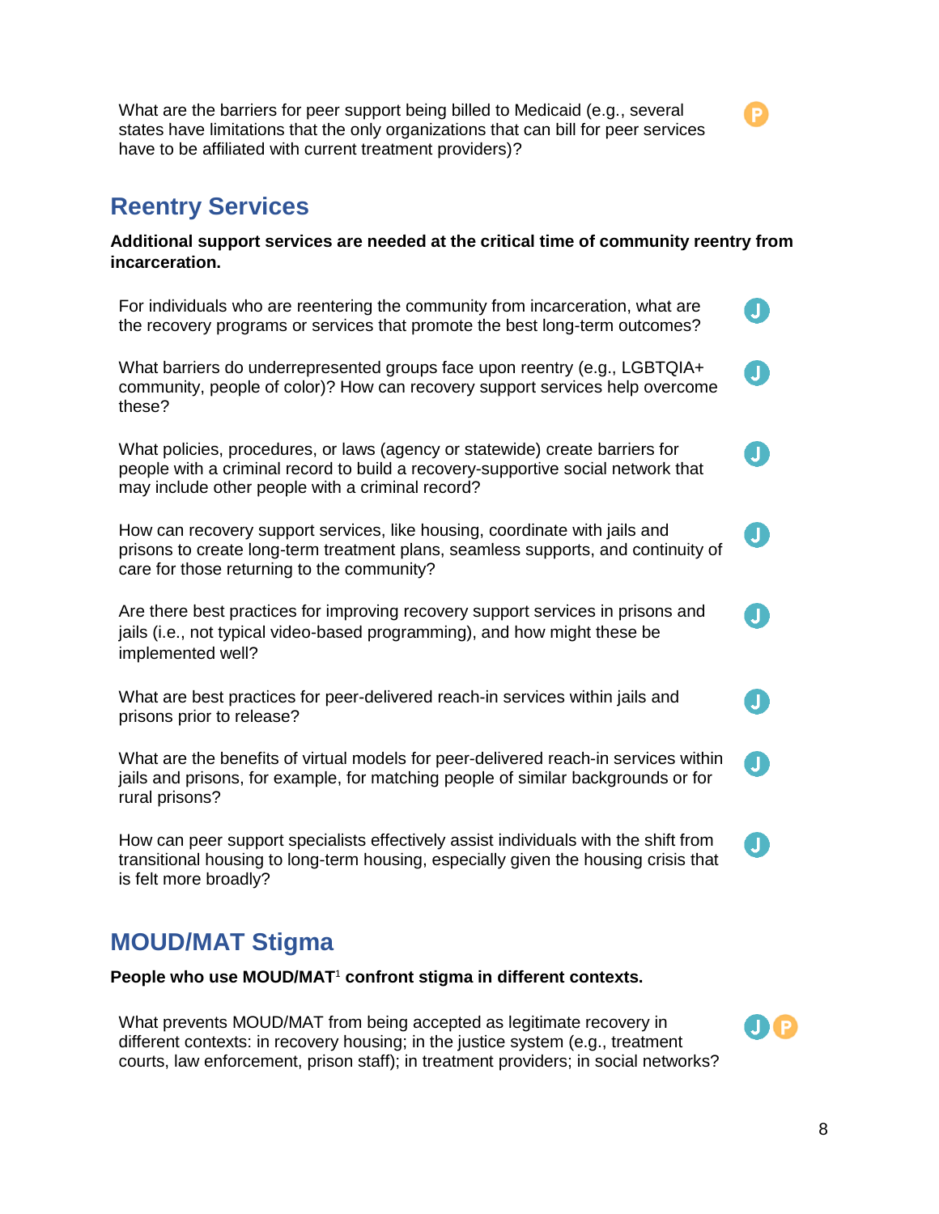What are the barriers for peer support being billed to Medicaid (e.g., several states have limitations that the only organizations that can bill for peer services have to be affiliated with current treatment providers)? P

## Reentry Services

**Additional support services are needed at the critical time of community reentry from incarceration.**

For individuals who are reentering the community from incarceration, what are the recovery programs or services that promote the best long-term outcomes? J

What barriers do underrepresented groups face upon reentry (e.g., LGBTQIA+ community, people of color)? How can recovery support services help overcome these? J

What policies, procedures, or laws (agency or statewide) create barriers for people with a criminal record to build a recovery-supportive social network that may include other people with a criminal record? J

How can recovery support services, like housing, coordinate with jails and prisons to create long-term treatment plans, seamless supports, and continuity of care for those returning to the community? J

Are there best practices for improving recovery support services in prisons and jails (i.e., not typical video-based programming), and how might these be implemented well? J

What are best practices for peer-delivered reach-in services within jails and prisons prior to release? J

What are the benefits of virtual models for peer-delivered reach-in services within jails and prisons, for example, for matching people of similar backgrounds or for rural prisons? J

How can peer support specialists effectively assist individuals with the shift from transitional housing to long-term housing, especially given the housing crisis that is felt more broadly? J

## MOUD/MAT Stigma

**People who use MOUD/MAT[1] confront stigma in different contexts.**

What prevents MOUD/MAT from being accepted as legitimate recovery in different contexts: in recovery housing; in the justice system (e.g., treatment courts, law enforcement, prison staff); in treatment providers; in social networks? J P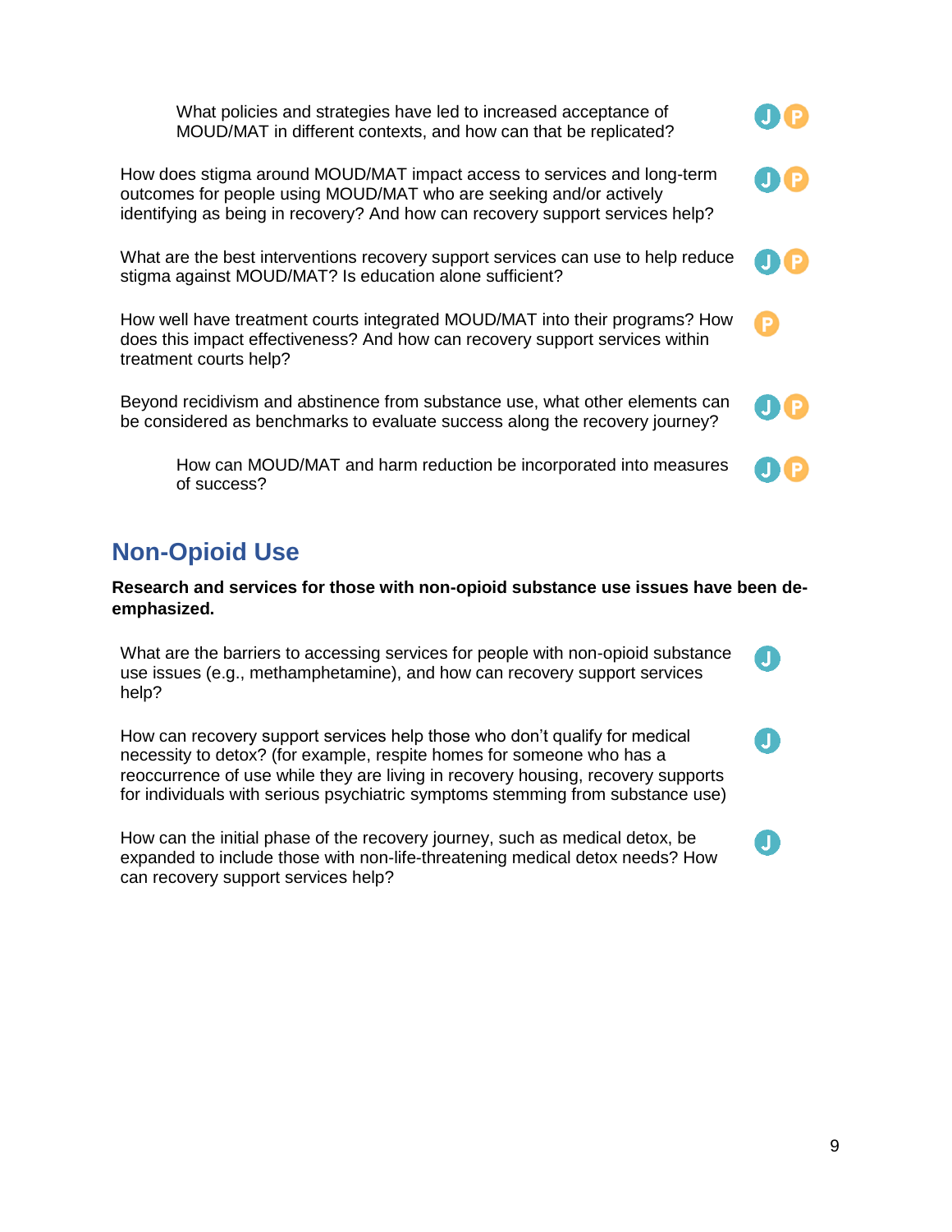- What policies and strategies have led to increased acceptance of MOUD/MAT in different contexts, and how can that be replicated? J P

How does stigma around MOUD/MAT impact access to services and long-term outcomes for people using MOUD/MAT who are seeking and/or actively identifying as being in recovery? And how can recovery support services help? J P

What are the best interventions recovery support services can use to help reduce stigma against MOUD/MAT? Is education alone sufficient? J P

How well have treatment courts integrated MOUD/MAT into their programs? How does this impact effectiveness? And how can recovery support services within treatment courts help? P

Beyond recidivism and abstinence from substance use, what other elements can be considered as benchmarks to evaluate success along the recovery journey? J P

- How can MOUD/MAT and harm reduction be incorporated into measures of success? J P

## Non-Opioid Use

**Research and services for those with non-opioid substance use issues have been de-emphasized.**

What are the barriers to accessing services for people with non-opioid substance use issues (e.g., methamphetamine), and how can recovery support services help? J

How can recovery support services help those who don't qualify for medical necessity to detox? (for example, respite homes for someone who has a reoccurrence of use while they are living in recovery housing, recovery supports for individuals with serious psychiatric symptoms stemming from substance use) J

How can the initial phase of the recovery journey, such as medical detox, be expanded to include those with non-life-threatening medical detox needs? How can recovery support services help? J